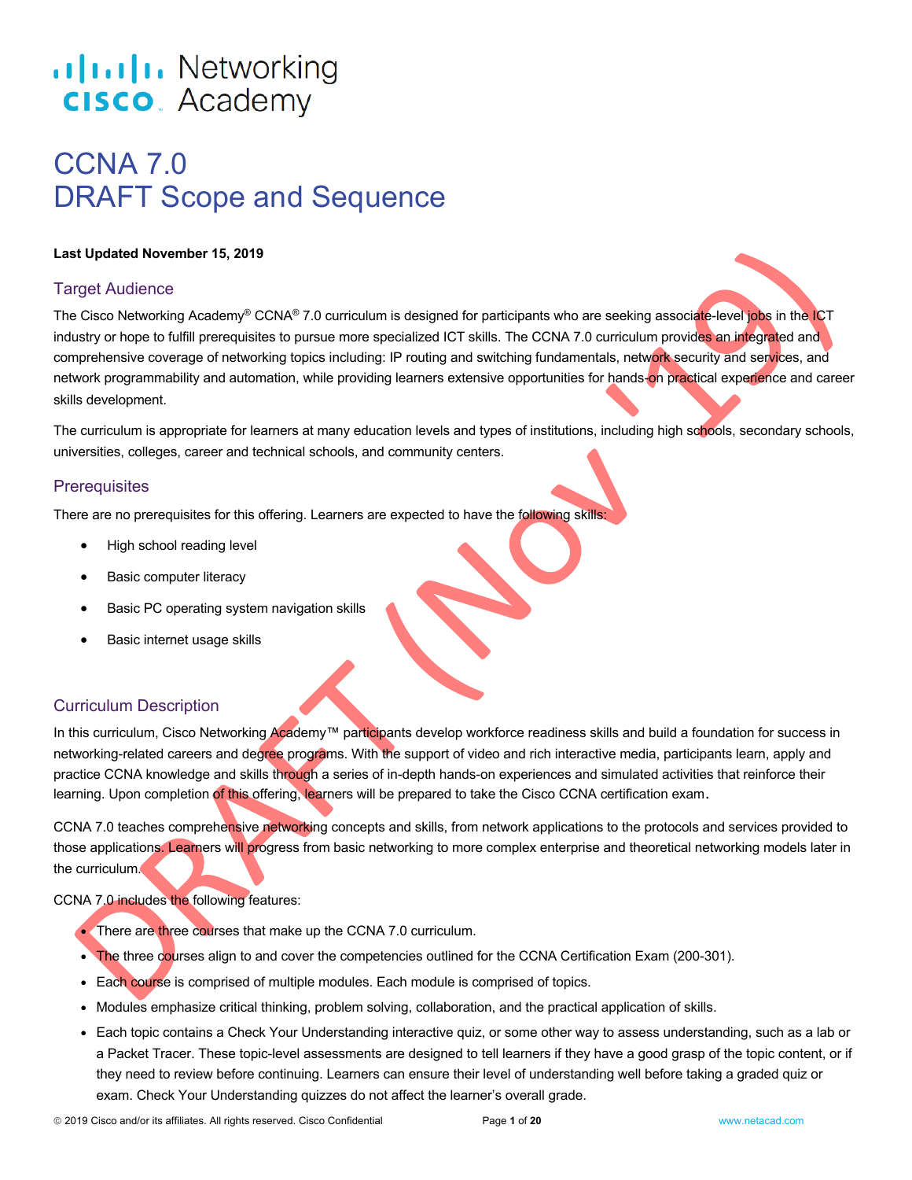Cisco Networking Academy

# CCNA 7.0
# DRAFT Scope and Sequence

**Last Updated November 15, 2019**

## Target Audience

The Cisco Networking Academy® CCNA® 7.0 curriculum is designed for participants who are seeking associate-level jobs in the ICT industry or hope to fulfill prerequisites to pursue more specialized ICT skills. The CCNA 7.0 curriculum provides an integrated and comprehensive coverage of networking topics including: IP routing and switching fundamentals, network security and services, and network programmability and automation, while providing learners extensive opportunities for hands-on practical experience and career skills development.

The curriculum is appropriate for learners at many education levels and types of institutions, including high schools, secondary schools, universities, colleges, career and technical schools, and community centers.

## Prerequisites

There are no prerequisites for this offering. Learners are expected to have the following skills:

- High school reading level
- Basic computer literacy
- Basic PC operating system navigation skills
- Basic internet usage skills

## Curriculum Description

In this curriculum, Cisco Networking Academy™ participants develop workforce readiness skills and build a foundation for success in networking-related careers and degree programs. With the support of video and rich interactive media, participants learn, apply and practice CCNA knowledge and skills through a series of in-depth hands-on experiences and simulated activities that reinforce their learning. Upon completion of this offering, learners will be prepared to take the Cisco CCNA certification exam.

CCNA 7.0 teaches comprehensive networking concepts and skills, from network applications to the protocols and services provided to those applications. Learners will progress from basic networking to more complex enterprise and theoretical networking models later in the curriculum.

CCNA 7.0 includes the following features:

- There are three courses that make up the CCNA 7.0 curriculum.
- The three courses align to and cover the competencies outlined for the CCNA Certification Exam (200-301).
- Each course is comprised of multiple modules. Each module is comprised of topics.
- Modules emphasize critical thinking, problem solving, collaboration, and the practical application of skills.
- Each topic contains a Check Your Understanding interactive quiz, or some other way to assess understanding, such as a lab or a Packet Tracer. These topic-level assessments are designed to tell learners if they have a good grasp of the topic content, or if they need to review before continuing. Learners can ensure their level of understanding well before taking a graded quiz or exam. Check Your Understanding quizzes do not affect the learner's overall grade.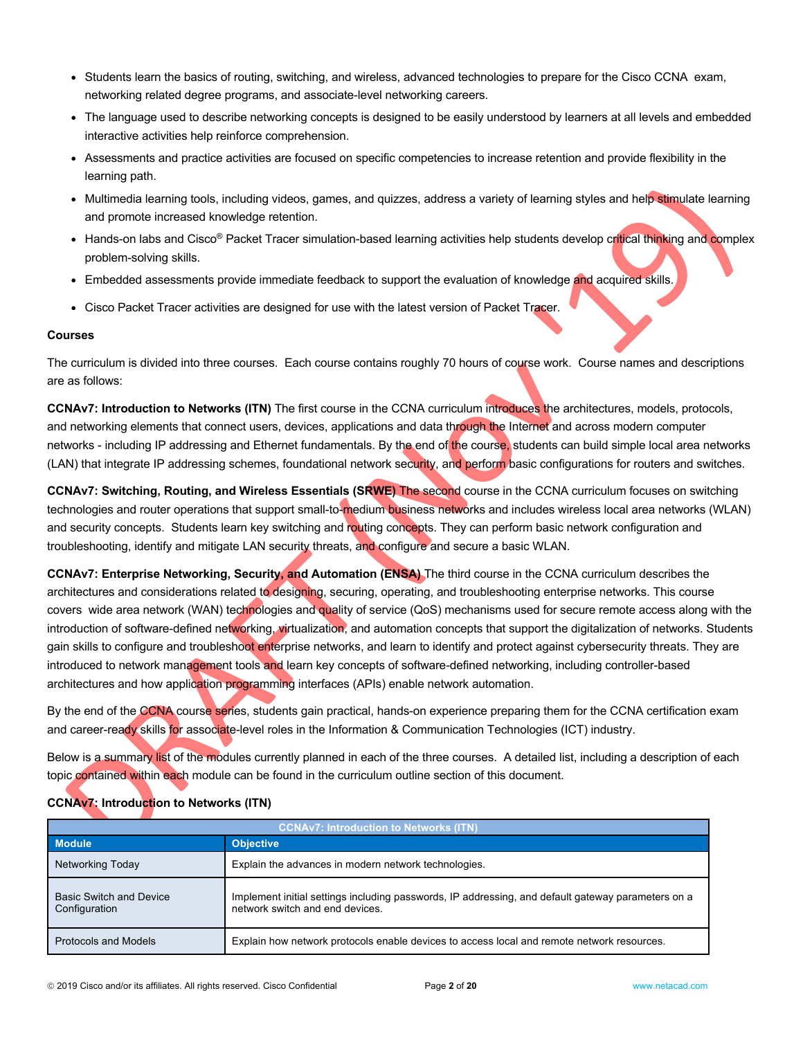- Students learn the basics of routing, switching, and wireless, advanced technologies to prepare for the Cisco CCNA exam, networking related degree programs, and associate-level networking careers.
- The language used to describe networking concepts is designed to be easily understood by learners at all levels and embedded interactive activities help reinforce comprehension.
- Assessments and practice activities are focused on specific competencies to increase retention and provide flexibility in the learning path.
- Multimedia learning tools, including videos, games, and quizzes, address a variety of learning styles and help stimulate learning and promote increased knowledge retention.
- Hands-on labs and Cisco® Packet Tracer simulation-based learning activities help students develop critical thinking and complex problem-solving skills.
- Embedded assessments provide immediate feedback to support the evaluation of knowledge and acquired skills.
- Cisco Packet Tracer activities are designed for use with the latest version of Packet Tracer.

**Courses**

The curriculum is divided into three courses. Each course contains roughly 70 hours of course work. Course names and descriptions are as follows:

**CCNAv7: Introduction to Networks (ITN)** The first course in the CCNA curriculum introduces the architectures, models, protocols, and networking elements that connect users, devices, applications and data through the Internet and across modern computer networks - including IP addressing and Ethernet fundamentals. By the end of the course, students can build simple local area networks (LAN) that integrate IP addressing schemes, foundational network security, and perform basic configurations for routers and switches.

**CCNAv7: Switching, Routing, and Wireless Essentials (SRWE)** The second course in the CCNA curriculum focuses on switching technologies and router operations that support small-to-medium business networks and includes wireless local area networks (WLAN) and security concepts. Students learn key switching and routing concepts. They can perform basic network configuration and troubleshooting, identify and mitigate LAN security threats, and configure and secure a basic WLAN.

**CCNAv7: Enterprise Networking, Security, and Automation (ENSA)** The third course in the CCNA curriculum describes the architectures and considerations related to designing, securing, operating, and troubleshooting enterprise networks. This course covers wide area network (WAN) technologies and quality of service (QoS) mechanisms used for secure remote access along with the introduction of software-defined networking, virtualization, and automation concepts that support the digitalization of networks. Students gain skills to configure and troubleshoot enterprise networks, and learn to identify and protect against cybersecurity threats. They are introduced to network management tools and learn key concepts of software-defined networking, including controller-based architectures and how application programming interfaces (APIs) enable network automation.

By the end of the CCNA course series, students gain practical, hands-on experience preparing them for the CCNA certification exam and career-ready skills for associate-level roles in the Information & Communication Technologies (ICT) industry.

Below is a summary list of the modules currently planned in each of the three courses. A detailed list, including a description of each topic contained within each module can be found in the curriculum outline section of this document.

**CCNAv7: Introduction to Networks (ITN)**

| CCNAv7: Introduction to Networks (ITN) | |
|---|---|
| **Module** | **Objective** |
| Networking Today | Explain the advances in modern network technologies. |
| Basic Switch and Device Configuration | Implement initial settings including passwords, IP addressing, and default gateway parameters on a network switch and end devices. |
| Protocols and Models | Explain how network protocols enable devices to access local and remote network resources. |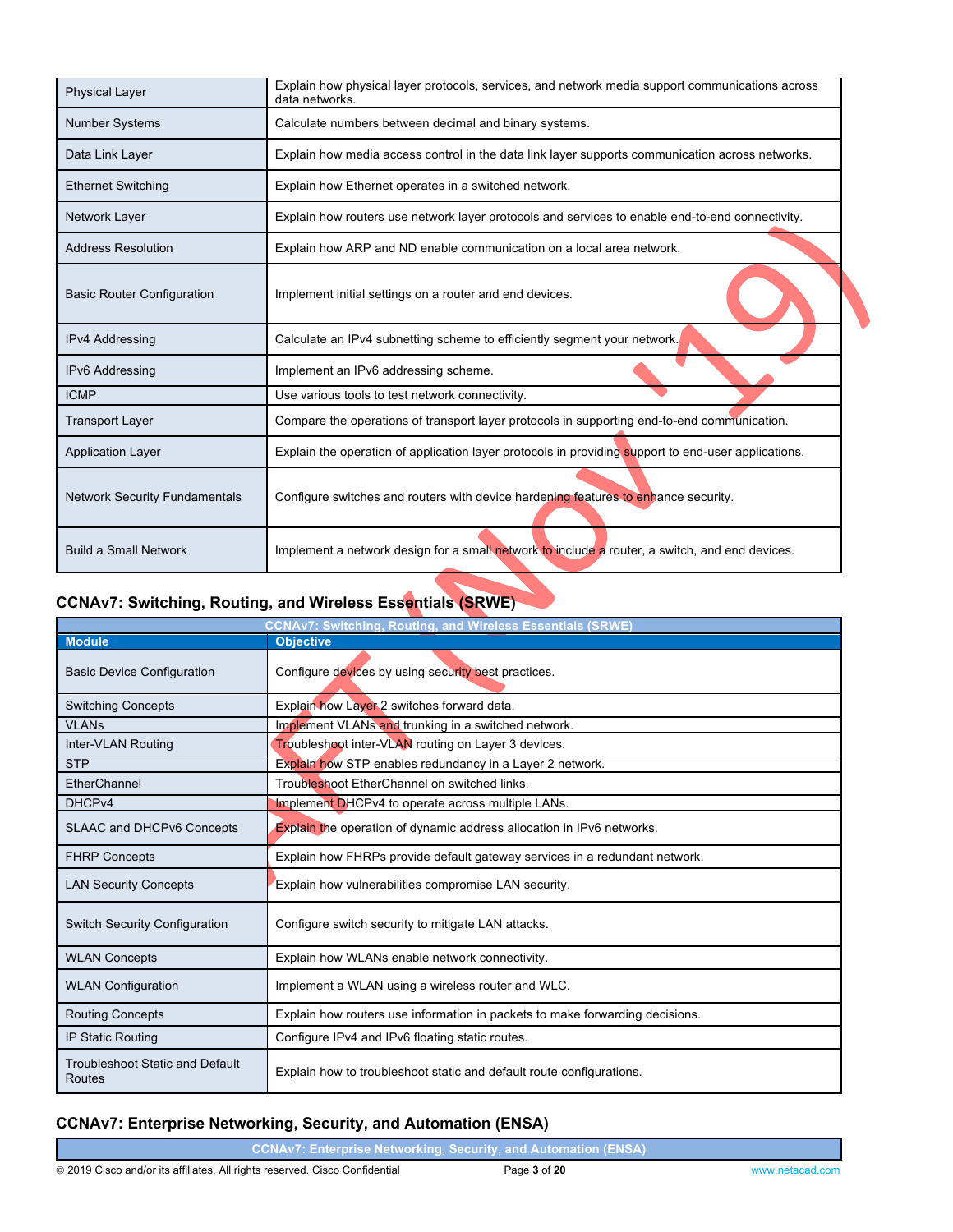| Physical Layer | Explain how physical layer protocols, services, and network media support communications across data networks. |
|---|---|
| Number Systems | Calculate numbers between decimal and binary systems. |
| Data Link Layer | Explain how media access control in the data link layer supports communication across networks. |
| Ethernet Switching | Explain how Ethernet operates in a switched network. |
| Network Layer | Explain how routers use network layer protocols and services to enable end-to-end connectivity. |
| Address Resolution | Explain how ARP and ND enable communication on a local area network. |
| Basic Router Configuration | Implement initial settings on a router and end devices. |
| IPv4 Addressing | Calculate an IPv4 subnetting scheme to efficiently segment your network. |
| IPv6 Addressing | Implement an IPv6 addressing scheme. |
| ICMP | Use various tools to test network connectivity. |
| Transport Layer | Compare the operations of transport layer protocols in supporting end-to-end communication. |
| Application Layer | Explain the operation of application layer protocols in providing support to end-user applications. |
| Network Security Fundamentals | Configure switches and routers with device hardening features to enhance security. |
| Build a Small Network | Implement a network design for a small network to include a router, a switch, and end devices. |

### CCNAv7: Switching, Routing, and Wireless Essentials (SRWE)

| CCNAv7: Switching, Routing, and Wireless Essentials (SRWE) | |
|---|---|
| **Module** | **Objective** |
| Basic Device Configuration | Configure devices by using security best practices. |
| Switching Concepts | Explain how Layer 2 switches forward data. |
| VLANs | Implement VLANs and trunking in a switched network. |
| Inter-VLAN Routing | Troubleshoot inter-VLAN routing on Layer 3 devices. |
| STP | Explain how STP enables redundancy in a Layer 2 network. |
| EtherChannel | Troubleshoot EtherChannel on switched links. |
| DHCPv4 | Implement DHCPv4 to operate across multiple LANs. |
| SLAAC and DHCPv6 Concepts | Explain the operation of dynamic address allocation in IPv6 networks. |
| FHRP Concepts | Explain how FHRPs provide default gateway services in a redundant network. |
| LAN Security Concepts | Explain how vulnerabilities compromise LAN security. |
| Switch Security Configuration | Configure switch security to mitigate LAN attacks. |
| WLAN Concepts | Explain how WLANs enable network connectivity. |
| WLAN Configuration | Implement a WLAN using a wireless router and WLC. |
| Routing Concepts | Explain how routers use information in packets to make forwarding decisions. |
| IP Static Routing | Configure IPv4 and IPv6 floating static routes. |
| Troubleshoot Static and Default Routes | Explain how to troubleshoot static and default route configurations. |

### CCNAv7: Enterprise Networking, Security, and Automation (ENSA)

| CCNAv7: Enterprise Networking, Security, and Automation (ENSA) |
|---|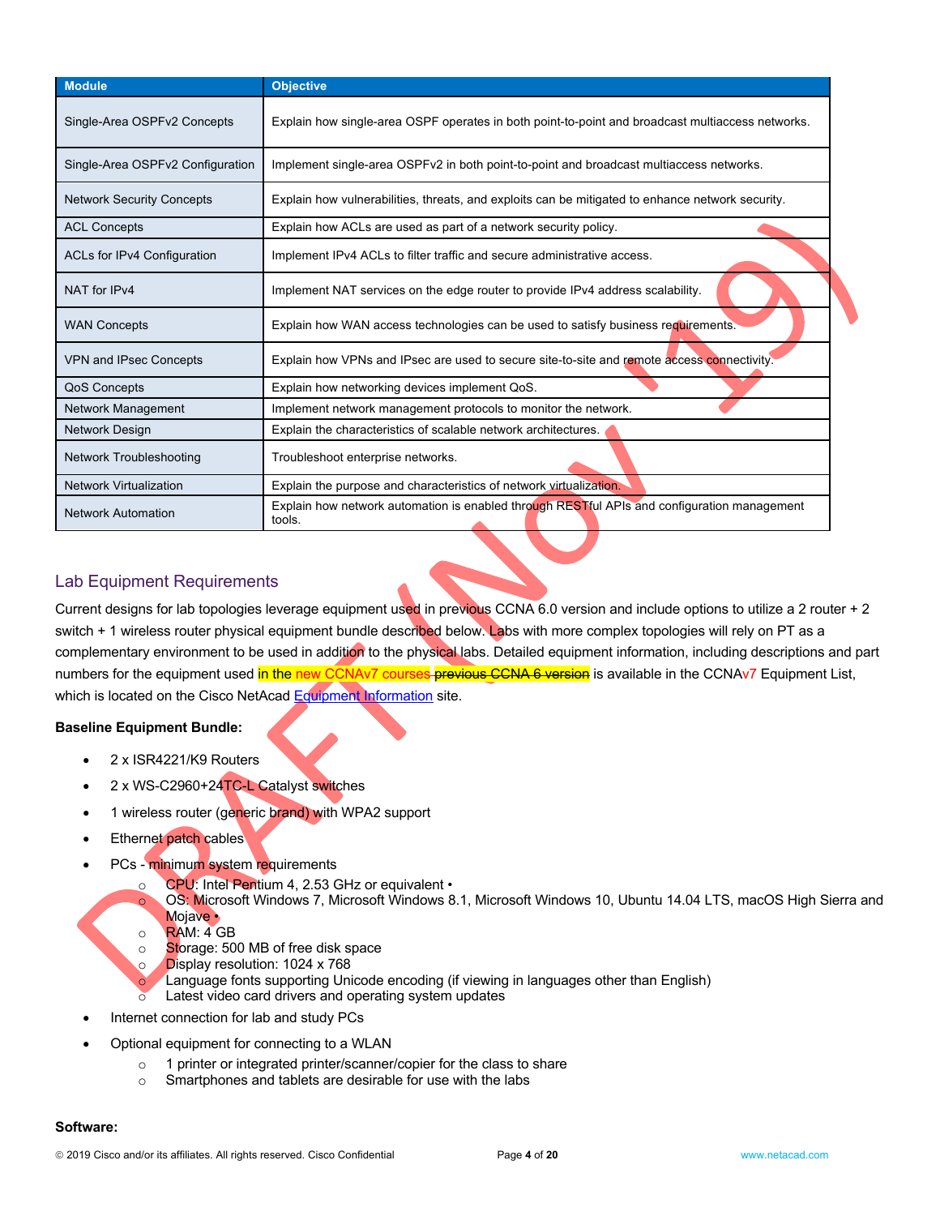| Module | Objective |
|---|---|
| Single-Area OSPFv2 Concepts | Explain how single-area OSPF operates in both point-to-point and broadcast multiaccess networks. |
| Single-Area OSPFv2 Configuration | Implement single-area OSPFv2 in both point-to-point and broadcast multiaccess networks. |
| Network Security Concepts | Explain how vulnerabilities, threats, and exploits can be mitigated to enhance network security. |
| ACL Concepts | Explain how ACLs are used as part of a network security policy. |
| ACLs for IPv4 Configuration | Implement IPv4 ACLs to filter traffic and secure administrative access. |
| NAT for IPv4 | Implement NAT services on the edge router to provide IPv4 address scalability. |
| WAN Concepts | Explain how WAN access technologies can be used to satisfy business requirements. |
| VPN and IPsec Concepts | Explain how VPNs and IPsec are used to secure site-to-site and remote access connectivity. |
| QoS Concepts | Explain how networking devices implement QoS. |
| Network Management | Implement network management protocols to monitor the network. |
| Network Design | Explain the characteristics of scalable network architectures. |
| Network Troubleshooting | Troubleshoot enterprise networks. |
| Network Virtualization | Explain the purpose and characteristics of network virtualization. |
| Network Automation | Explain how network automation is enabled through RESTful APIs and configuration management tools. |

## Lab Equipment Requirements

Current designs for lab topologies leverage equipment used in previous CCNA 6.0 version and include options to utilize a 2 router + 2 switch + 1 wireless router physical equipment bundle described below. Labs with more complex topologies will rely on PT as a complementary environment to be used in addition to the physical labs. Detailed equipment information, including descriptions and part numbers for the equipment used in the new CCNAv7 courses ~~previous CCNA 6 version~~ is available in the CCNAv7 Equipment List, which is located on the Cisco NetAcad Equipment Information site.

**Baseline Equipment Bundle:**

- 2 x ISR4221/K9 Routers
- 2 x WS-C2960+24TC-L Catalyst switches
- 1 wireless router (generic brand) with WPA2 support
- Ethernet patch cables
- PCs - minimum system requirements
  - CPU: Intel Pentium 4, 2.53 GHz or equivalent •
  - OS: Microsoft Windows 7, Microsoft Windows 8.1, Microsoft Windows 10, Ubuntu 14.04 LTS, macOS High Sierra and Mojave •
  - RAM: 4 GB
  - Storage: 500 MB of free disk space
  - Display resolution: 1024 x 768
  - Language fonts supporting Unicode encoding (if viewing in languages other than English)
  - Latest video card drivers and operating system updates
- Internet connection for lab and study PCs
- Optional equipment for connecting to a WLAN
  - 1 printer or integrated printer/scanner/copier for the class to share
  - Smartphones and tablets are desirable for use with the labs

**Software:**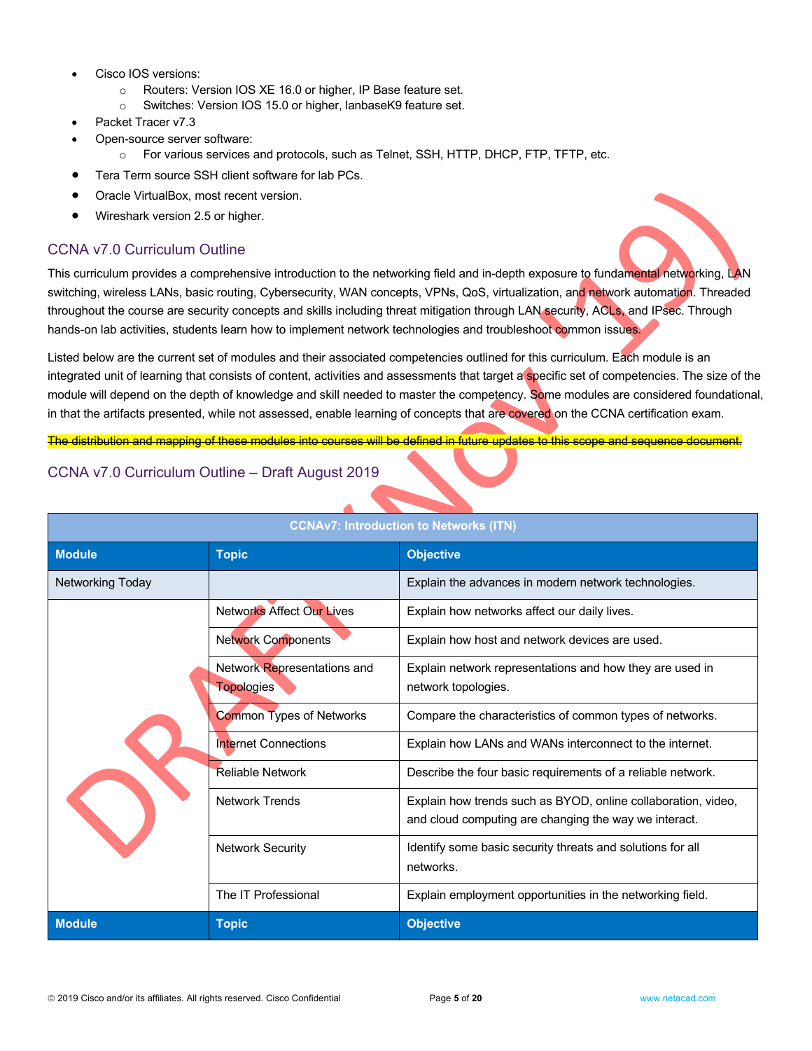- Cisco IOS versions:
  - Routers: Version IOS XE 16.0 or higher, IP Base feature set.
  - Switches: Version IOS 15.0 or higher, lanbaseK9 feature set.
- Packet Tracer v7.3
- Open-source server software:
  - For various services and protocols, such as Telnet, SSH, HTTP, DHCP, FTP, TFTP, etc.
- Tera Term source SSH client software for lab PCs.
- Oracle VirtualBox, most recent version.
- Wireshark version 2.5 or higher.

## CCNA v7.0 Curriculum Outline

This curriculum provides a comprehensive introduction to the networking field and in-depth exposure to fundamental networking, LAN switching, wireless LANs, basic routing, Cybersecurity, WAN concepts, VPNs, QoS, virtualization, and network automation. Threaded throughout the course are security concepts and skills including threat mitigation through LAN security, ACLs, and IPsec. Through hands-on lab activities, students learn how to implement network technologies and troubleshoot common issues.

Listed below are the current set of modules and their associated competencies outlined for this curriculum. Each module is an integrated unit of learning that consists of content, activities and assessments that target a specific set of competencies. The size of the module will depend on the depth of knowledge and skill needed to master the competency. Some modules are considered foundational, in that the artifacts presented, while not assessed, enable learning of concepts that are covered on the CCNA certification exam.

~~The distribution and mapping of these modules into courses will be defined in future updates to this scope and sequence document.~~

## CCNA v7.0 Curriculum Outline – Draft August 2019

| CCNAv7: Introduction to Networks (ITN) | | |
|---|---|---|
| **Module** | **Topic** | **Objective** |
| Networking Today | | Explain the advances in modern network technologies. |
| | Networks Affect Our Lives | Explain how networks affect our daily lives. |
| | Network Components | Explain how host and network devices are used. |
| | Network Representations and Topologies | Explain network representations and how they are used in network topologies. |
| | Common Types of Networks | Compare the characteristics of common types of networks. |
| | Internet Connections | Explain how LANs and WANs interconnect to the internet. |
| | Reliable Network | Describe the four basic requirements of a reliable network. |
| | Network Trends | Explain how trends such as BYOD, online collaboration, video, and cloud computing are changing the way we interact. |
| | Network Security | Identify some basic security threats and solutions for all networks. |
| | The IT Professional | Explain employment opportunities in the networking field. |
| **Module** | **Topic** | **Objective** |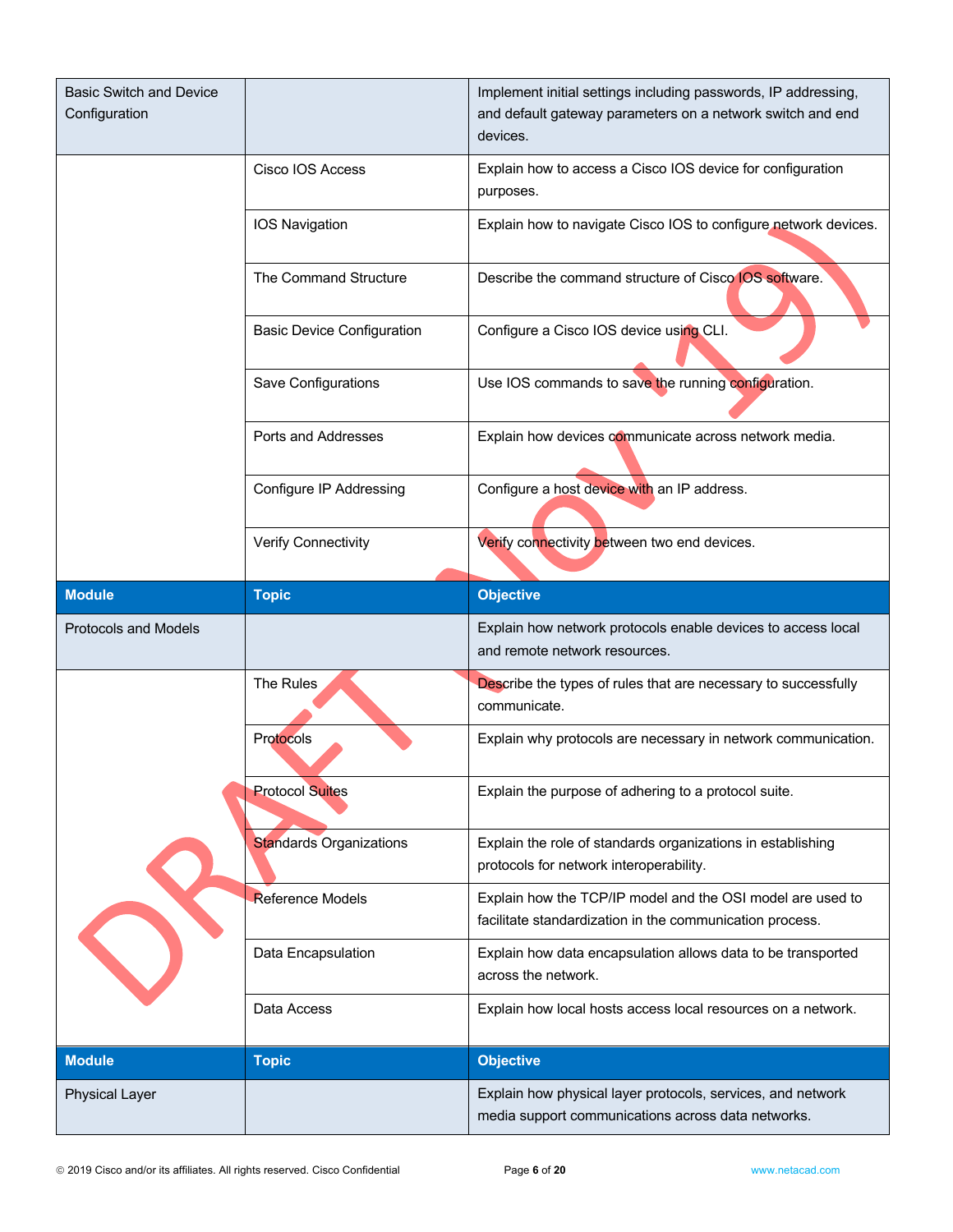| Module | Topic | Objective |
|---|---|---|
| Basic Switch and Device Configuration | | Implement initial settings including passwords, IP addressing, and default gateway parameters on a network switch and end devices. |
| | Cisco IOS Access | Explain how to access a Cisco IOS device for configuration purposes. |
| | IOS Navigation | Explain how to navigate Cisco IOS to configure network devices. |
| | The Command Structure | Describe the command structure of Cisco IOS software. |
| | Basic Device Configuration | Configure a Cisco IOS device using CLI. |
| | Save Configurations | Use IOS commands to save the running configuration. |
| | Ports and Addresses | Explain how devices communicate across network media. |
| | Configure IP Addressing | Configure a host device with an IP address. |
| | Verify Connectivity | Verify connectivity between two end devices. |

| Module | Topic | Objective |
|---|---|---|
| Protocols and Models | | Explain how network protocols enable devices to access local and remote network resources. |
| | The Rules | Describe the types of rules that are necessary to successfully communicate. |
| | Protocols | Explain why protocols are necessary in network communication. |
| | Protocol Suites | Explain the purpose of adhering to a protocol suite. |
| | Standards Organizations | Explain the role of standards organizations in establishing protocols for network interoperability. |
| | Reference Models | Explain how the TCP/IP model and the OSI model are used to facilitate standardization in the communication process. |
| | Data Encapsulation | Explain how data encapsulation allows data to be transported across the network. |
| | Data Access | Explain how local hosts access local resources on a network. |

| Module | Topic | Objective |
|---|---|---|
| Physical Layer | | Explain how physical layer protocols, services, and network media support communications across data networks. |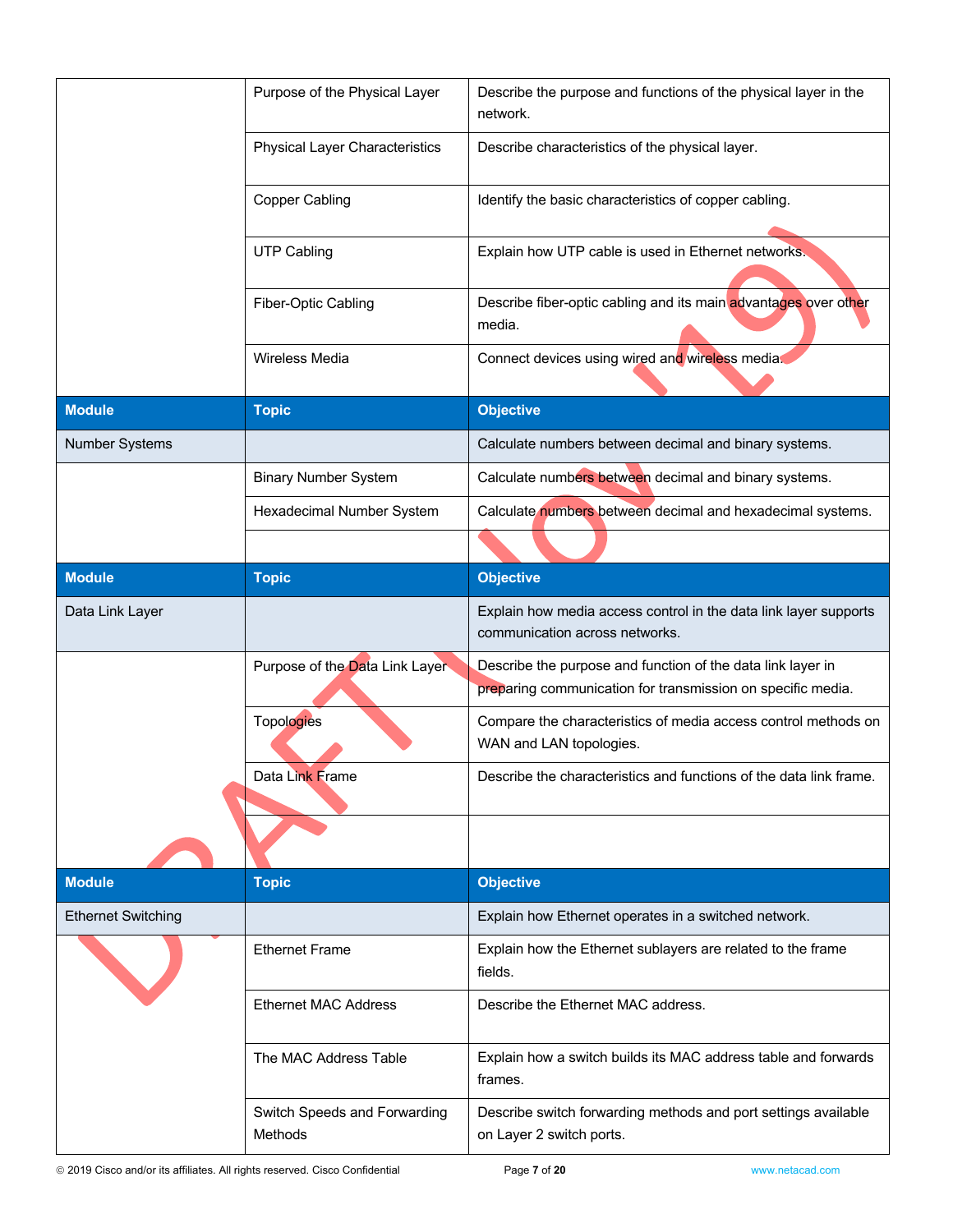| | Purpose of the Physical Layer | Describe the purpose and functions of the physical layer in the network. |
|---|---|---|
| | Physical Layer Characteristics | Describe characteristics of the physical layer. |
| | Copper Cabling | Identify the basic characteristics of copper cabling. |
| | UTP Cabling | Explain how UTP cable is used in Ethernet networks. |
| | Fiber-Optic Cabling | Describe fiber-optic cabling and its main advantages over other media. |
| | Wireless Media | Connect devices using wired and wireless media. |

| Module | Topic | Objective |
|---|---|---|
| Number Systems | | Calculate numbers between decimal and binary systems. |
| | Binary Number System | Calculate numbers between decimal and binary systems. |
| | Hexadecimal Number System | Calculate numbers between decimal and hexadecimal systems. |
| | | |

| Module | Topic | Objective |
|---|---|---|
| Data Link Layer | | Explain how media access control in the data link layer supports communication across networks. |
| | Purpose of the Data Link Layer | Describe the purpose and function of the data link layer in preparing communication for transmission on specific media. |
| | Topologies | Compare the characteristics of media access control methods on WAN and LAN topologies. |
| | Data Link Frame | Describe the characteristics and functions of the data link frame. |
| | | |

| Module | Topic | Objective |
|---|---|---|
| Ethernet Switching | | Explain how Ethernet operates in a switched network. |
| | Ethernet Frame | Explain how the Ethernet sublayers are related to the frame fields. |
| | Ethernet MAC Address | Describe the Ethernet MAC address. |
| | The MAC Address Table | Explain how a switch builds its MAC address table and forwards frames. |
| | Switch Speeds and Forwarding Methods | Describe switch forwarding methods and port settings available on Layer 2 switch ports. |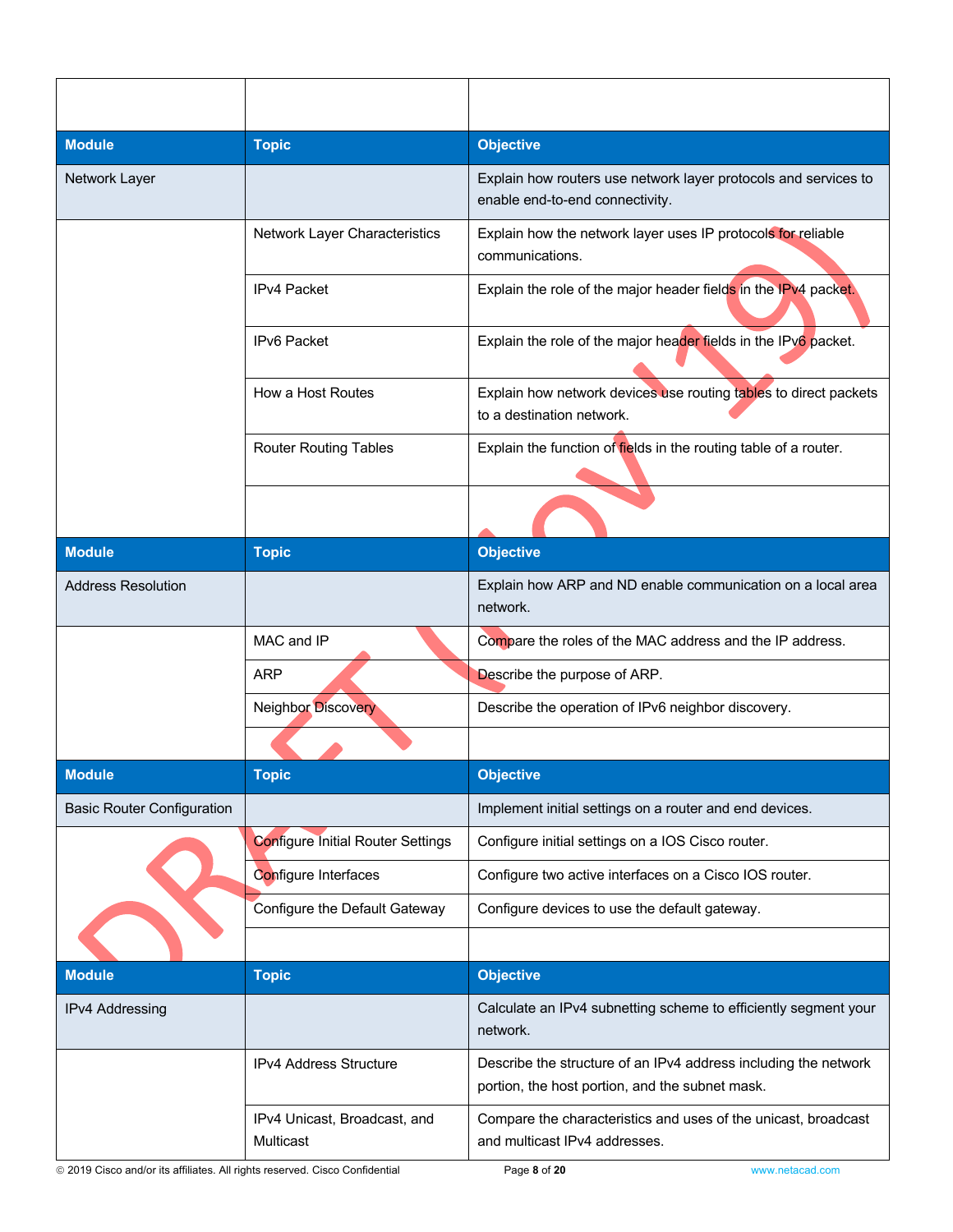| Module | Topic | Objective |
| --- | --- | --- |
| Network Layer | | Explain how routers use network layer protocols and services to enable end-to-end connectivity. |
| | Network Layer Characteristics | Explain how the network layer uses IP protocols for reliable communications. |
| | IPv4 Packet | Explain the role of the major header fields in the IPv4 packet. |
| | IPv6 Packet | Explain the role of the major header fields in the IPv6 packet. |
| | How a Host Routes | Explain how network devices use routing tables to direct packets to a destination network. |
| | Router Routing Tables | Explain the function of fields in the routing table of a router. |

| Module | Topic | Objective |
| --- | --- | --- |
| Address Resolution | | Explain how ARP and ND enable communication on a local area network. |
| | MAC and IP | Compare the roles of the MAC address and the IP address. |
| | ARP | Describe the purpose of ARP. |
| | Neighbor Discovery | Describe the operation of IPv6 neighbor discovery. |

| Module | Topic | Objective |
| --- | --- | --- |
| Basic Router Configuration | | Implement initial settings on a router and end devices. |
| | Configure Initial Router Settings | Configure initial settings on a IOS Cisco router. |
| | Configure Interfaces | Configure two active interfaces on a Cisco IOS router. |
| | Configure the Default Gateway | Configure devices to use the default gateway. |

| Module | Topic | Objective |
| --- | --- | --- |
| IPv4 Addressing | | Calculate an IPv4 subnetting scheme to efficiently segment your network. |
| | IPv4 Address Structure | Describe the structure of an IPv4 address including the network portion, the host portion, and the subnet mask. |
| | IPv4 Unicast, Broadcast, and Multicast | Compare the characteristics and uses of the unicast, broadcast and multicast IPv4 addresses. |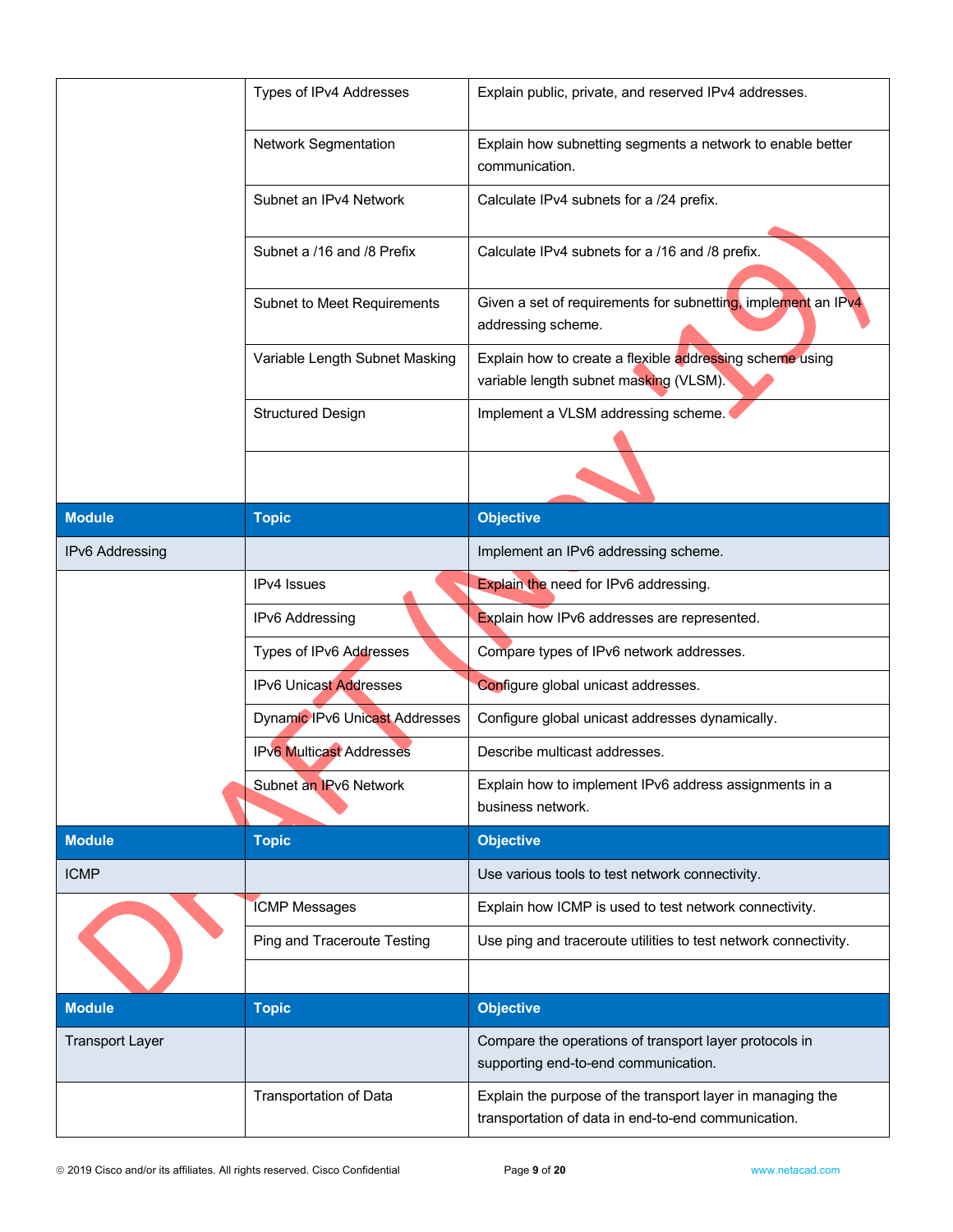| | Topic | Objective |
|---|---|---|
| | Types of IPv4 Addresses | Explain public, private, and reserved IPv4 addresses. |
| | Network Segmentation | Explain how subnetting segments a network to enable better communication. |
| | Subnet an IPv4 Network | Calculate IPv4 subnets for a /24 prefix. |
| | Subnet a /16 and /8 Prefix | Calculate IPv4 subnets for a /16 and /8 prefix. |
| | Subnet to Meet Requirements | Given a set of requirements for subnetting, implement an IPv4 addressing scheme. |
| | Variable Length Subnet Masking | Explain how to create a flexible addressing scheme using variable length subnet masking (VLSM). |
| | Structured Design | Implement a VLSM addressing scheme. |
| | | |

| Module | Topic | Objective |
|---|---|---|
| IPv6 Addressing | | Implement an IPv6 addressing scheme. |
| | IPv4 Issues | Explain the need for IPv6 addressing. |
| | IPv6 Addressing | Explain how IPv6 addresses are represented. |
| | Types of IPv6 Addresses | Compare types of IPv6 network addresses. |
| | IPv6 Unicast Addresses | Configure global unicast addresses. |
| | Dynamic IPv6 Unicast Addresses | Configure global unicast addresses dynamically. |
| | IPv6 Multicast Addresses | Describe multicast addresses. |
| | Subnet an IPv6 Network | Explain how to implement IPv6 address assignments in a business network. |

| Module | Topic | Objective |
|---|---|---|
| ICMP | | Use various tools to test network connectivity. |
| | ICMP Messages | Explain how ICMP is used to test network connectivity. |
| | Ping and Traceroute Testing | Use ping and traceroute utilities to test network connectivity. |
| | | |

| Module | Topic | Objective |
|---|---|---|
| Transport Layer | | Compare the operations of transport layer protocols in supporting end-to-end communication. |
| | Transportation of Data | Explain the purpose of the transport layer in managing the transportation of data in end-to-end communication. |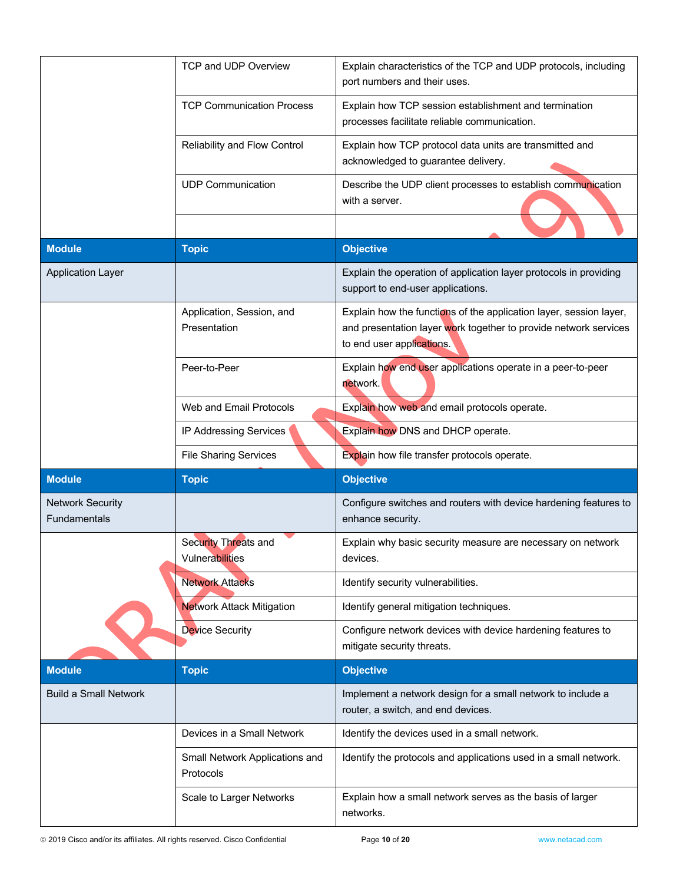| | | |
|---|---|---|
| | TCP and UDP Overview | Explain characteristics of the TCP and UDP protocols, including port numbers and their uses. |
| | TCP Communication Process | Explain how TCP session establishment and termination processes facilitate reliable communication. |
| | Reliability and Flow Control | Explain how TCP protocol data units are transmitted and acknowledged to guarantee delivery. |
| | UDP Communication | Describe the UDP client processes to establish communication with a server. |
| | | |

| Module | Topic | Objective |
|---|---|---|
| Application Layer | | Explain the operation of application layer protocols in providing support to end-user applications. |
| | Application, Session, and Presentation | Explain how the functions of the application layer, session layer, and presentation layer work together to provide network services to end user applications. |
| | Peer-to-Peer | Explain how end user applications operate in a peer-to-peer network. |
| | Web and Email Protocols | Explain how web and email protocols operate. |
| | IP Addressing Services | Explain how DNS and DHCP operate. |
| | File Sharing Services | Explain how file transfer protocols operate. |

| Module | Topic | Objective |
|---|---|---|
| Network Security Fundamentals | | Configure switches and routers with device hardening features to enhance security. |
| | Security Threats and Vulnerabilities | Explain why basic security measure are necessary on network devices. |
| | Network Attacks | Identify security vulnerabilities. |
| | Network Attack Mitigation | Identify general mitigation techniques. |
| | Device Security | Configure network devices with device hardening features to mitigate security threats. |

| Module | Topic | Objective |
|---|---|---|
| Build a Small Network | | Implement a network design for a small network to include a router, a switch, and end devices. |
| | Devices in a Small Network | Identify the devices used in a small network. |
| | Small Network Applications and Protocols | Identify the protocols and applications used in a small network. |
| | Scale to Larger Networks | Explain how a small network serves as the basis of larger networks. |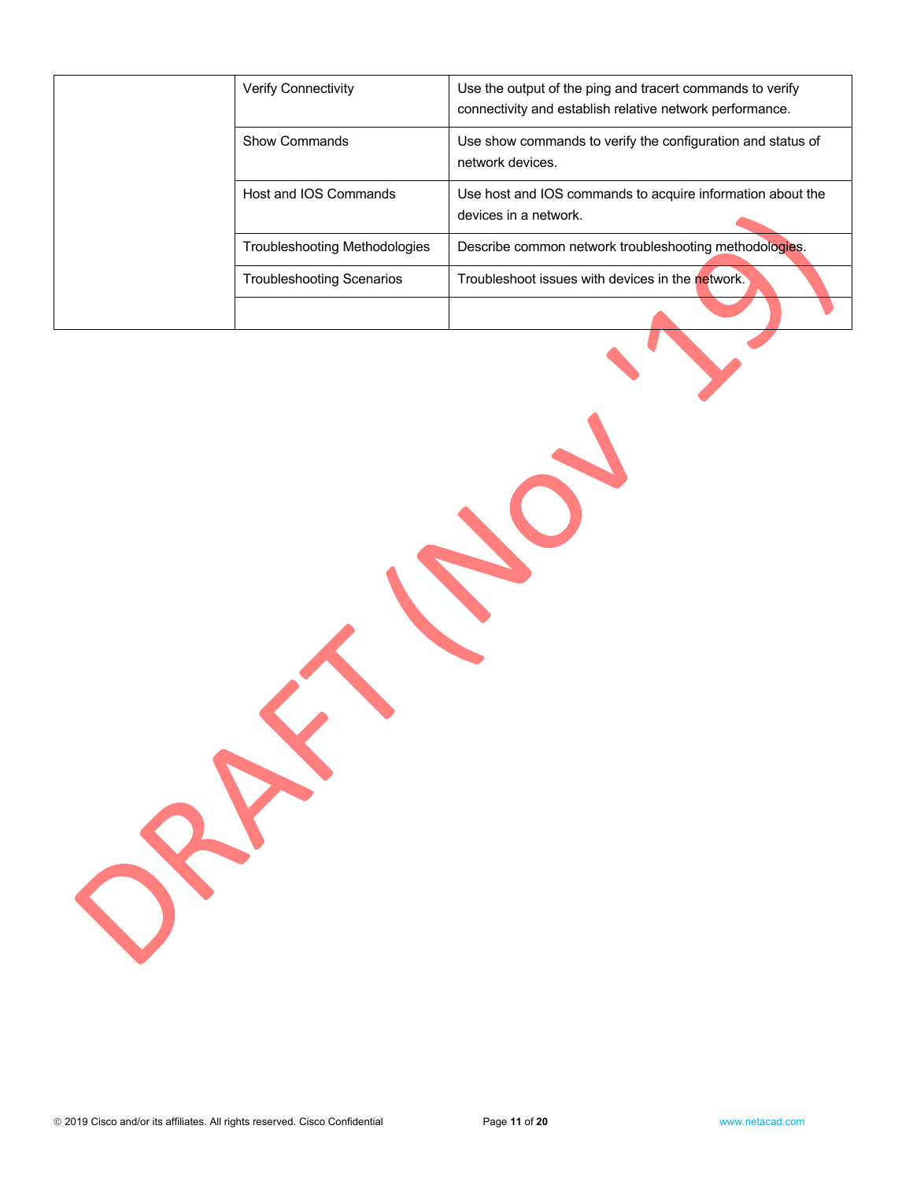| | | |
|---|---|---|
| | Verify Connectivity | Use the output of the ping and tracert commands to verify connectivity and establish relative network performance. |
| | Show Commands | Use show commands to verify the configuration and status of network devices. |
| | Host and IOS Commands | Use host and IOS commands to acquire information about the devices in a network. |
| | Troubleshooting Methodologies | Describe common network troubleshooting methodologies. |
| | Troubleshooting Scenarios | Troubleshoot issues with devices in the network. |
| | | |

DRAFT (Nov '19)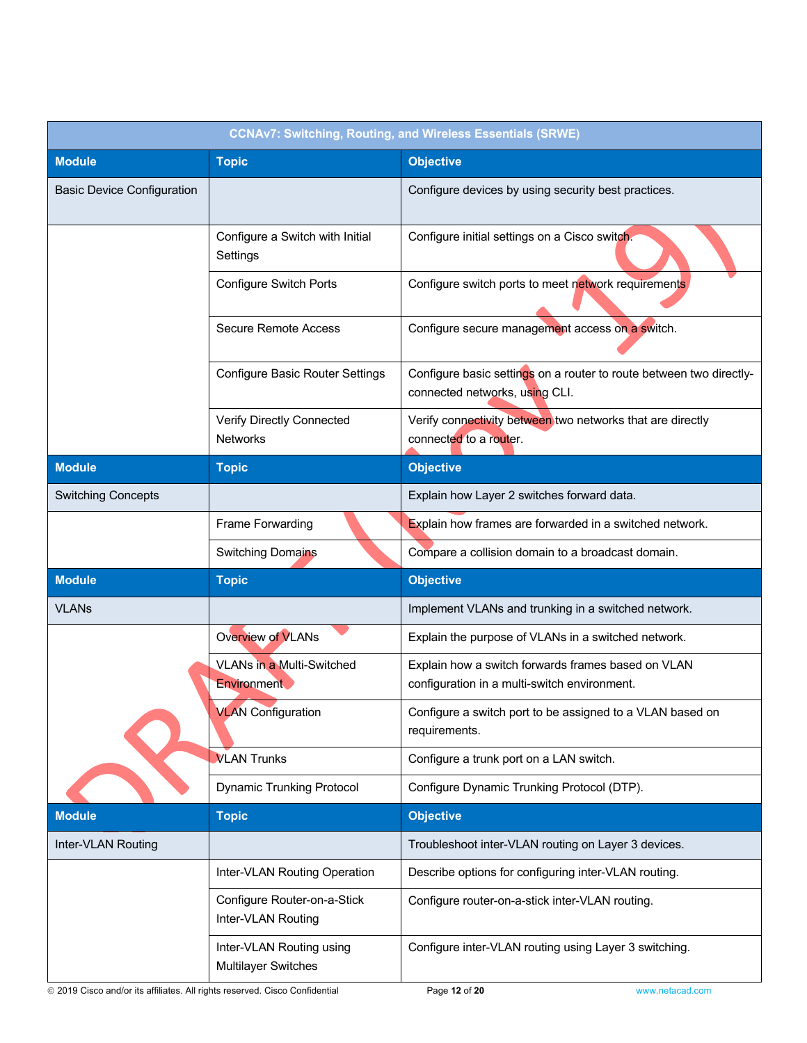| CCNAv7: Switching, Routing, and Wireless Essentials (SRWE) | | |
|---|---|---|
| **Module** | **Topic** | **Objective** |
| Basic Device Configuration | | Configure devices by using security best practices. |
| | Configure a Switch with Initial Settings | Configure initial settings on a Cisco switch. |
| | Configure Switch Ports | Configure switch ports to meet network requirements |
| | Secure Remote Access | Configure secure management access on a switch. |
| | Configure Basic Router Settings | Configure basic settings on a router to route between two directly-connected networks, using CLI. |
| | Verify Directly Connected Networks | Verify connectivity between two networks that are directly connected to a router. |
| **Module** | **Topic** | **Objective** |
| Switching Concepts | | Explain how Layer 2 switches forward data. |
| | Frame Forwarding | Explain how frames are forwarded in a switched network. |
| | Switching Domains | Compare a collision domain to a broadcast domain. |
| **Module** | **Topic** | **Objective** |
| VLANs | | Implement VLANs and trunking in a switched network. |
| | Overview of VLANs | Explain the purpose of VLANs in a switched network. |
| | VLANs in a Multi-Switched Environment | Explain how a switch forwards frames based on VLAN configuration in a multi-switch environment. |
| | VLAN Configuration | Configure a switch port to be assigned to a VLAN based on requirements. |
| | VLAN Trunks | Configure a trunk port on a LAN switch. |
| | Dynamic Trunking Protocol | Configure Dynamic Trunking Protocol (DTP). |
| **Module** | **Topic** | **Objective** |
| Inter-VLAN Routing | | Troubleshoot inter-VLAN routing on Layer 3 devices. |
| | Inter-VLAN Routing Operation | Describe options for configuring inter-VLAN routing. |
| | Configure Router-on-a-Stick Inter-VLAN Routing | Configure router-on-a-stick inter-VLAN routing. |
| | Inter-VLAN Routing using Multilayer Switches | Configure inter-VLAN routing using Layer 3 switching. |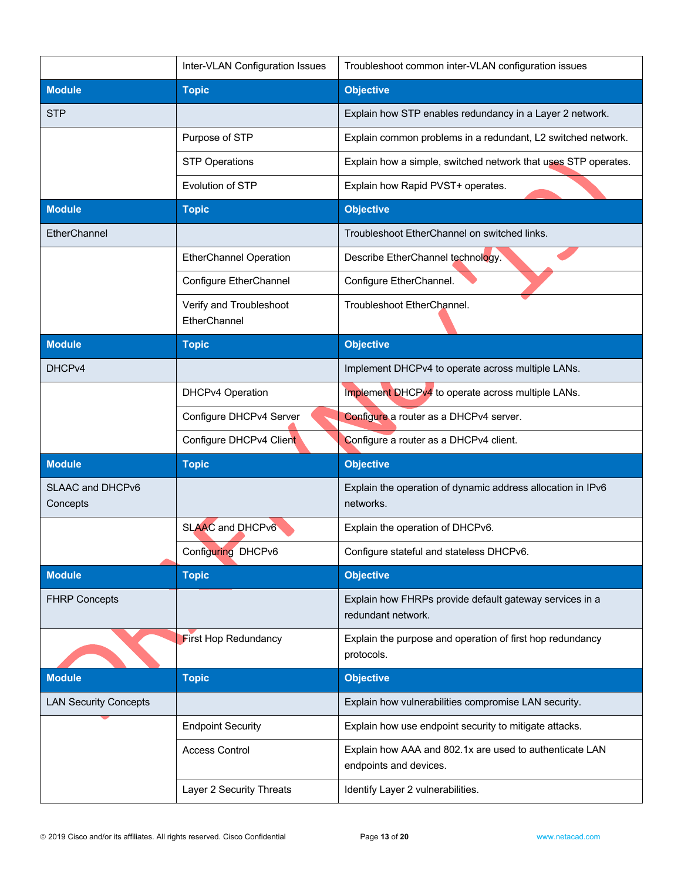| | Topic | Objective |
|---|---|---|
| | Inter-VLAN Configuration Issues | Troubleshoot common inter-VLAN configuration issues |
| **Module** | **Topic** | **Objective** |
| STP | | Explain how STP enables redundancy in a Layer 2 network. |
| | Purpose of STP | Explain common problems in a redundant, L2 switched network. |
| | STP Operations | Explain how a simple, switched network that uses STP operates. |
| | Evolution of STP | Explain how Rapid PVST+ operates. |
| **Module** | **Topic** | **Objective** |
| EtherChannel | | Troubleshoot EtherChannel on switched links. |
| | EtherChannel Operation | Describe EtherChannel technology. |
| | Configure EtherChannel | Configure EtherChannel. |
| | Verify and Troubleshoot EtherChannel | Troubleshoot EtherChannel. |
| **Module** | **Topic** | **Objective** |
| DHCPv4 | | Implement DHCPv4 to operate across multiple LANs. |
| | DHCPv4 Operation | Implement DHCPv4 to operate across multiple LANs. |
| | Configure DHCPv4 Server | Configure a router as a DHCPv4 server. |
| | Configure DHCPv4 Client | Configure a router as a DHCPv4 client. |
| **Module** | **Topic** | **Objective** |
| SLAAC and DHCPv6 Concepts | | Explain the operation of dynamic address allocation in IPv6 networks. |
| | SLAAC and DHCPv6 | Explain the operation of DHCPv6. |
| | Configuring DHCPv6 | Configure stateful and stateless DHCPv6. |
| **Module** | **Topic** | **Objective** |
| FHRP Concepts | | Explain how FHRPs provide default gateway services in a redundant network. |
| | First Hop Redundancy | Explain the purpose and operation of first hop redundancy protocols. |
| **Module** | **Topic** | **Objective** |
| LAN Security Concepts | | Explain how vulnerabilities compromise LAN security. |
| | Endpoint Security | Explain how use endpoint security to mitigate attacks. |
| | Access Control | Explain how AAA and 802.1x are used to authenticate LAN endpoints and devices. |
| | Layer 2 Security Threats | Identify Layer 2 vulnerabilities. |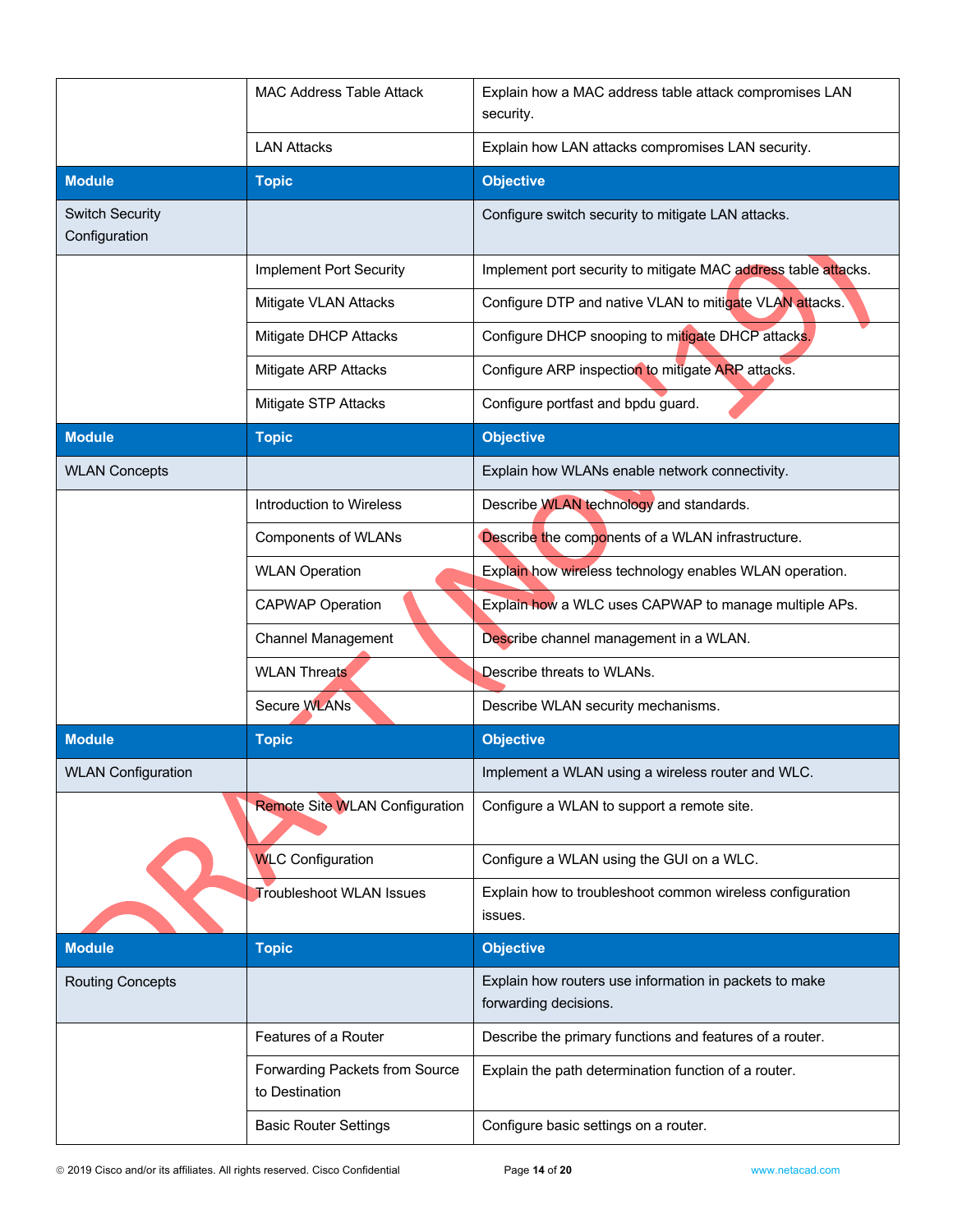| | MAC Address Table Attack | Explain how a MAC address table attack compromises LAN security. |
|---|---|---|
| | LAN Attacks | Explain how LAN attacks compromises LAN security. |
| **Module** | **Topic** | **Objective** |
| Switch Security Configuration | | Configure switch security to mitigate LAN attacks. |
| | Implement Port Security | Implement port security to mitigate MAC address table attacks. |
| | Mitigate VLAN Attacks | Configure DTP and native VLAN to mitigate VLAN attacks. |
| | Mitigate DHCP Attacks | Configure DHCP snooping to mitigate DHCP attacks. |
| | Mitigate ARP Attacks | Configure ARP inspection to mitigate ARP attacks. |
| | Mitigate STP Attacks | Configure portfast and bpdu guard. |
| **Module** | **Topic** | **Objective** |
| WLAN Concepts | | Explain how WLANs enable network connectivity. |
| | Introduction to Wireless | Describe WLAN technology and standards. |
| | Components of WLANs | Describe the components of a WLAN infrastructure. |
| | WLAN Operation | Explain how wireless technology enables WLAN operation. |
| | CAPWAP Operation | Explain how a WLC uses CAPWAP to manage multiple APs. |
| | Channel Management | Describe channel management in a WLAN. |
| | WLAN Threats | Describe threats to WLANs. |
| | Secure WLANs | Describe WLAN security mechanisms. |
| **Module** | **Topic** | **Objective** |
| WLAN Configuration | | Implement a WLAN using a wireless router and WLC. |
| | Remote Site WLAN Configuration | Configure a WLAN to support a remote site. |
| | WLC Configuration | Configure a WLAN using the GUI on a WLC. |
| | Troubleshoot WLAN Issues | Explain how to troubleshoot common wireless configuration issues. |
| **Module** | **Topic** | **Objective** |
| Routing Concepts | | Explain how routers use information in packets to make forwarding decisions. |
| | Features of a Router | Describe the primary functions and features of a router. |
| | Forwarding Packets from Source to Destination | Explain the path determination function of a router. |
| | Basic Router Settings | Configure basic settings on a router. |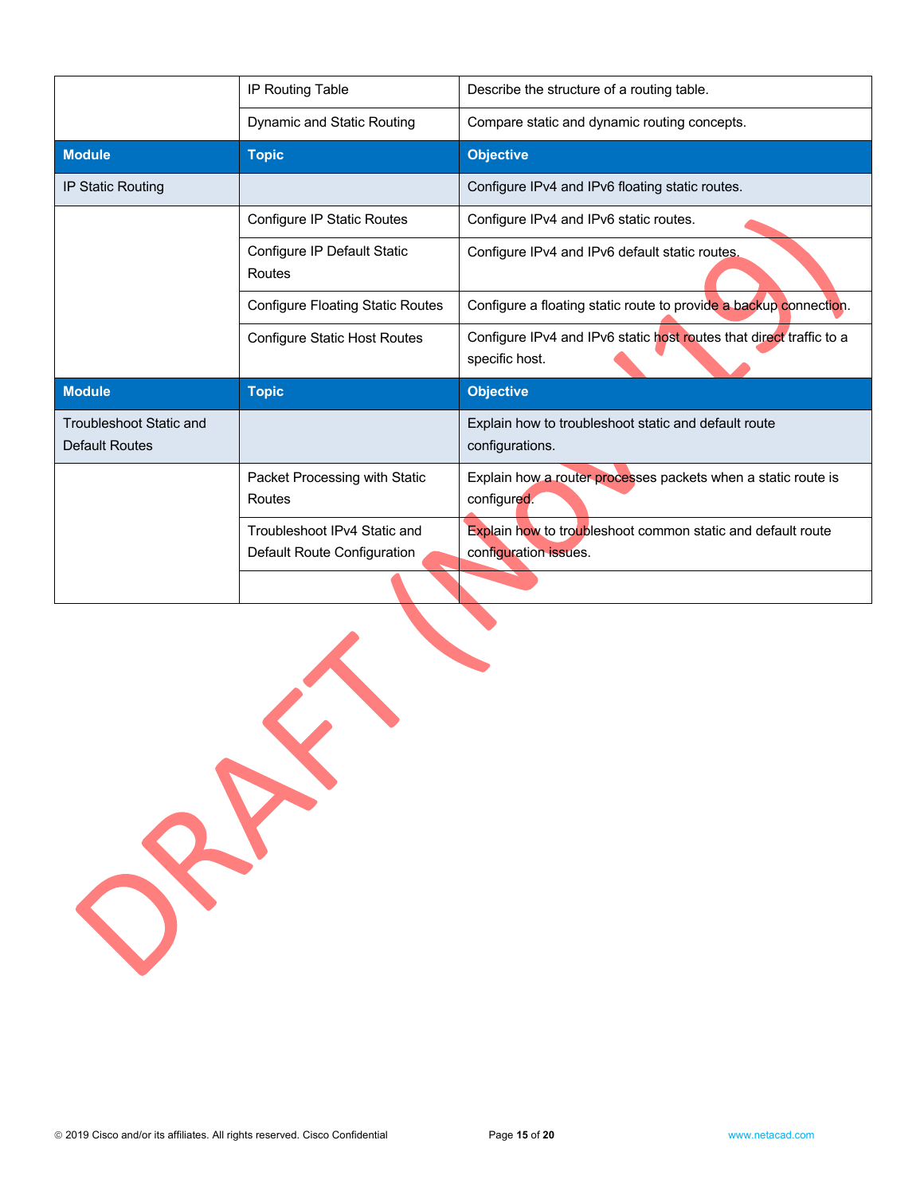| | | |
|---|---|---|
| | IP Routing Table | Describe the structure of a routing table. |
| | Dynamic and Static Routing | Compare static and dynamic routing concepts. |
| **Module** | **Topic** | **Objective** |
| IP Static Routing | | Configure IPv4 and IPv6 floating static routes. |
| | Configure IP Static Routes | Configure IPv4 and IPv6 static routes. |
| | Configure IP Default Static Routes | Configure IPv4 and IPv6 default static routes. |
| | Configure Floating Static Routes | Configure a floating static route to provide a backup connection. |
| | Configure Static Host Routes | Configure IPv4 and IPv6 static host routes that direct traffic to a specific host. |
| **Module** | **Topic** | **Objective** |
| Troubleshoot Static and Default Routes | | Explain how to troubleshoot static and default route configurations. |
| | Packet Processing with Static Routes | Explain how a router processes packets when a static route is configured. |
| | Troubleshoot IPv4 Static and Default Route Configuration | Explain how to troubleshoot common static and default route configuration issues. |
| | | |

DRAFT (Nov '19)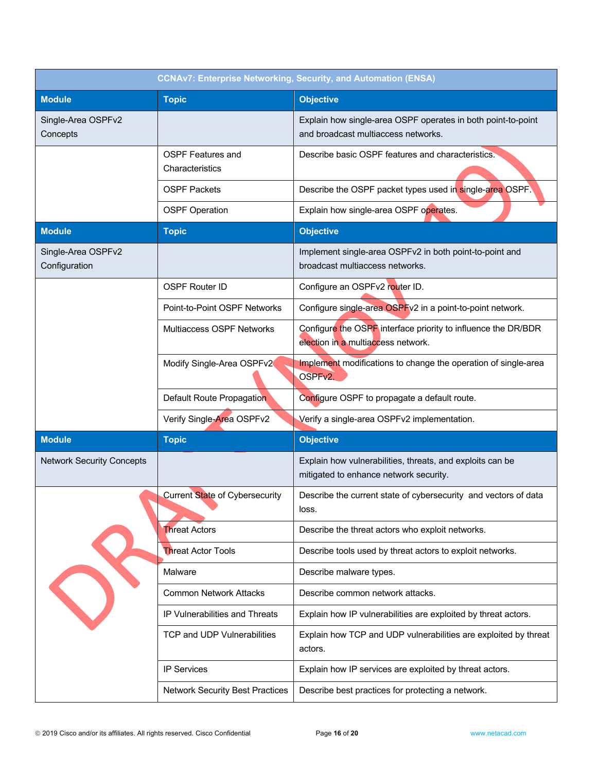| CCNAv7: Enterprise Networking, Security, and Automation (ENSA) | | |
|---|---|---|
| **Module** | **Topic** | **Objective** |
| Single-Area OSPFv2 Concepts | | Explain how single-area OSPF operates in both point-to-point and broadcast multiaccess networks. |
| | OSPF Features and Characteristics | Describe basic OSPF features and characteristics. |
| | OSPF Packets | Describe the OSPF packet types used in single-area OSPF. |
| | OSPF Operation | Explain how single-area OSPF operates. |
| **Module** | **Topic** | **Objective** |
| Single-Area OSPFv2 Configuration | | Implement single-area OSPFv2 in both point-to-point and broadcast multiaccess networks. |
| | OSPF Router ID | Configure an OSPFv2 router ID. |
| | Point-to-Point OSPF Networks | Configure single-area OSPFv2 in a point-to-point network. |
| | Multiaccess OSPF Networks | Configure the OSPF interface priority to influence the DR/BDR election in a multiaccess network. |
| | Modify Single-Area OSPFv2 | Implement modifications to change the operation of single-area OSPFv2. |
| | Default Route Propagation | Configure OSPF to propagate a default route. |
| | Verify Single-Area OSPFv2 | Verify a single-area OSPFv2 implementation. |
| **Module** | **Topic** | **Objective** |
| Network Security Concepts | | Explain how vulnerabilities, threats, and exploits can be mitigated to enhance network security. |
| | Current State of Cybersecurity | Describe the current state of cybersecurity and vectors of data loss. |
| | Threat Actors | Describe the threat actors who exploit networks. |
| | Threat Actor Tools | Describe tools used by threat actors to exploit networks. |
| | Malware | Describe malware types. |
| | Common Network Attacks | Describe common network attacks. |
| | IP Vulnerabilities and Threats | Explain how IP vulnerabilities are exploited by threat actors. |
| | TCP and UDP Vulnerabilities | Explain how TCP and UDP vulnerabilities are exploited by threat actors. |
| | IP Services | Explain how IP services are exploited by threat actors. |
| | Network Security Best Practices | Describe best practices for protecting a network. |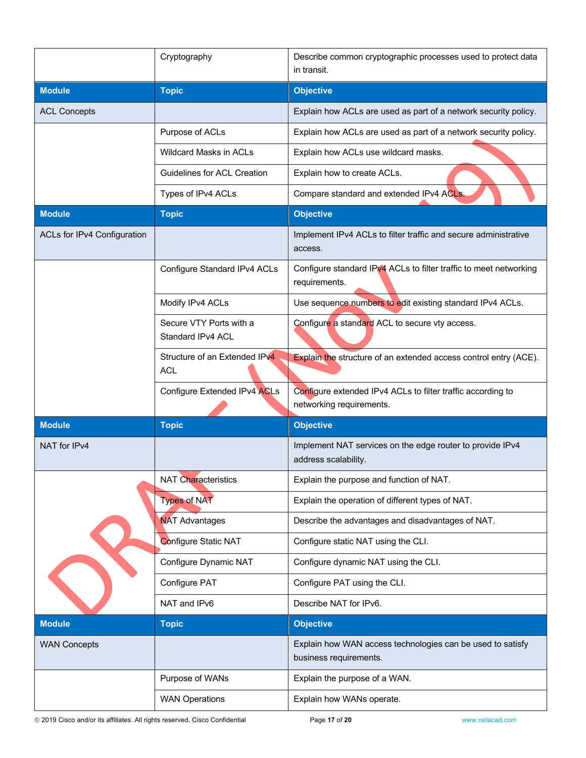| | Cryptography | Describe common cryptographic processes used to protect data in transit. |
|---|---|---|
| **Module** | **Topic** | **Objective** |
| ACL Concepts | | Explain how ACLs are used as part of a network security policy. |
| | Purpose of ACLs | Explain how ACLs are used as part of a network security policy. |
| | Wildcard Masks in ACLs | Explain how ACLs use wildcard masks. |
| | Guidelines for ACL Creation | Explain how to create ACLs. |
| | Types of IPv4 ACLs | Compare standard and extended IPv4 ACLs. |
| **Module** | **Topic** | **Objective** |
| ACLs for IPv4 Configuration | | Implement IPv4 ACLs to filter traffic and secure administrative access. |
| | Configure Standard IPv4 ACLs | Configure standard IPv4 ACLs to filter traffic to meet networking requirements. |
| | Modify IPv4 ACLs | Use sequence numbers to edit existing standard IPv4 ACLs. |
| | Secure VTY Ports with a Standard IPv4 ACL | Configure a standard ACL to secure vty access. |
| | Structure of an Extended IPv4 ACL | Explain the structure of an extended access control entry (ACE). |
| | Configure Extended IPv4 ACLs | Configure extended IPv4 ACLs to filter traffic according to networking requirements. |
| **Module** | **Topic** | **Objective** |
| NAT for IPv4 | | Implement NAT services on the edge router to provide IPv4 address scalability. |
| | NAT Characteristics | Explain the purpose and function of NAT. |
| | Types of NAT | Explain the operation of different types of NAT. |
| | NAT Advantages | Describe the advantages and disadvantages of NAT. |
| | Configure Static NAT | Configure static NAT using the CLI. |
| | Configure Dynamic NAT | Configure dynamic NAT using the CLI. |
| | Configure PAT | Configure PAT using the CLI. |
| | NAT and IPv6 | Describe NAT for IPv6. |
| **Module** | **Topic** | **Objective** |
| WAN Concepts | | Explain how WAN access technologies can be used to satisfy business requirements. |
| | Purpose of WANs | Explain the purpose of a WAN. |
| | WAN Operations | Explain how WANs operate. |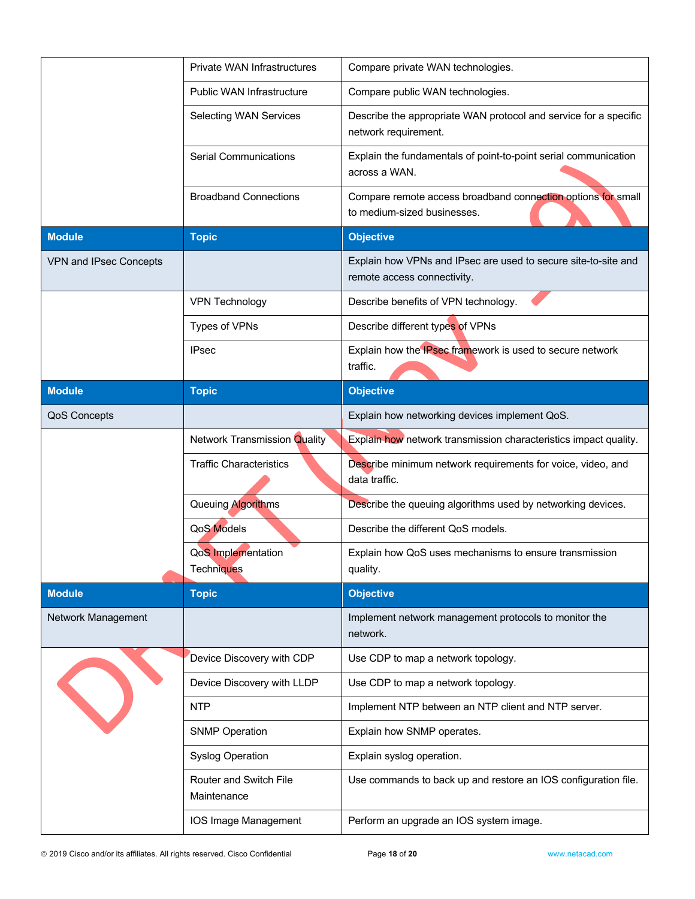| | Private WAN Infrastructures | Compare private WAN technologies. |
|---|---|---|
| | Public WAN Infrastructure | Compare public WAN technologies. |
| | Selecting WAN Services | Describe the appropriate WAN protocol and service for a specific network requirement. |
| | Serial Communications | Explain the fundamentals of point-to-point serial communication across a WAN. |
| | Broadband Connections | Compare remote access broadband connection options for small to medium-sized businesses. |

| Module | Topic | Objective |
|---|---|---|
| VPN and IPsec Concepts | | Explain how VPNs and IPsec are used to secure site-to-site and remote access connectivity. |
| | VPN Technology | Describe benefits of VPN technology. |
| | Types of VPNs | Describe different types of VPNs |
| | IPsec | Explain how the IPsec framework is used to secure network traffic. |

| Module | Topic | Objective |
|---|---|---|
| QoS Concepts | | Explain how networking devices implement QoS. |
| | Network Transmission Quality | Explain how network transmission characteristics impact quality. |
| | Traffic Characteristics | Describe minimum network requirements for voice, video, and data traffic. |
| | Queuing Algorithms | Describe the queuing algorithms used by networking devices. |
| | QoS Models | Describe the different QoS models. |
| | QoS Implementation Techniques | Explain how QoS uses mechanisms to ensure transmission quality. |

| Module | Topic | Objective |
|---|---|---|
| Network Management | | Implement network management protocols to monitor the network. |
| | Device Discovery with CDP | Use CDP to map a network topology. |
| | Device Discovery with LLDP | Use CDP to map a network topology. |
| | NTP | Implement NTP between an NTP client and NTP server. |
| | SNMP Operation | Explain how SNMP operates. |
| | Syslog Operation | Explain syslog operation. |
| | Router and Switch File Maintenance | Use commands to back up and restore an IOS configuration file. |
| | IOS Image Management | Perform an upgrade an IOS system image. |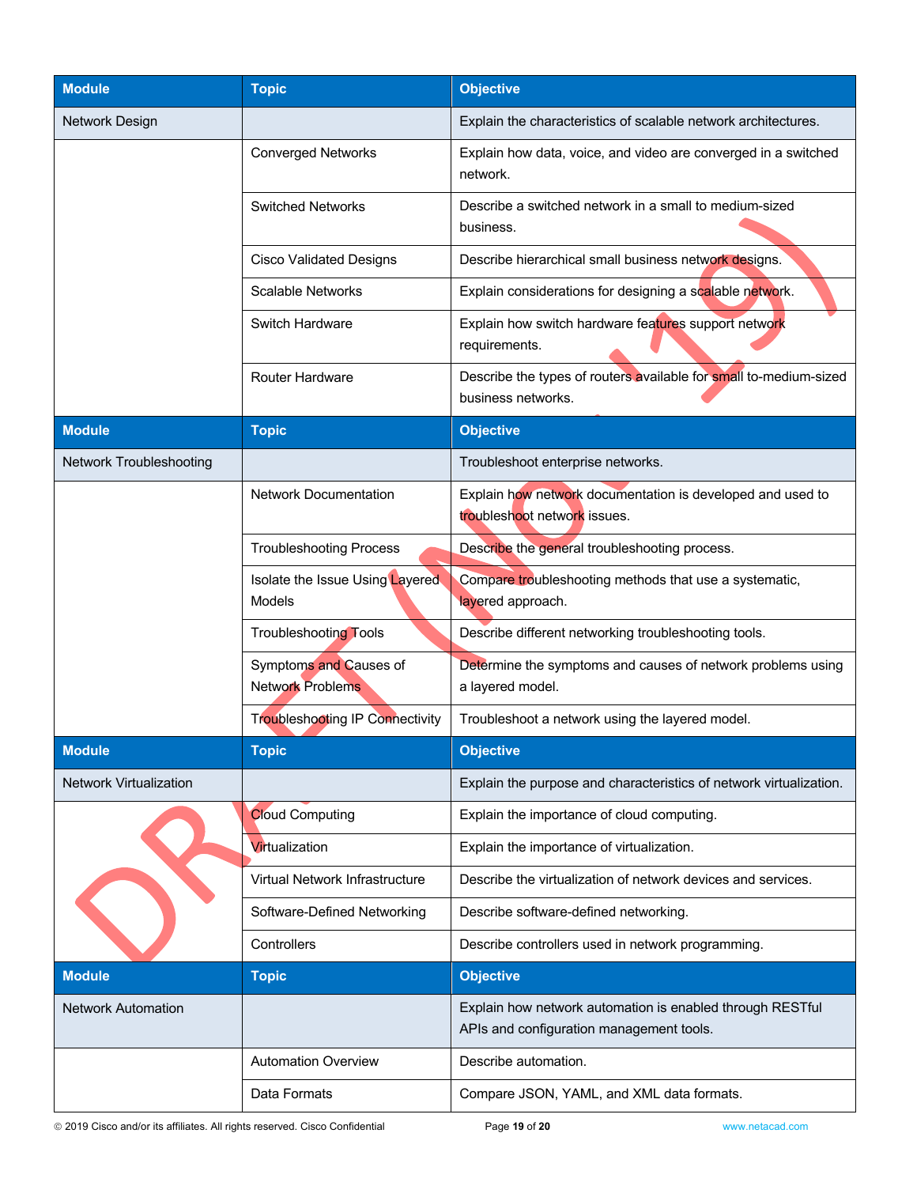| Module | Topic | Objective |
|---|---|---|
| Network Design | | Explain the characteristics of scalable network architectures. |
| | Converged Networks | Explain how data, voice, and video are converged in a switched network. |
| | Switched Networks | Describe a switched network in a small to medium-sized business. |
| | Cisco Validated Designs | Describe hierarchical small business network designs. |
| | Scalable Networks | Explain considerations for designing a scalable network. |
| | Switch Hardware | Explain how switch hardware features support network requirements. |
| | Router Hardware | Describe the types of routers available for small to-medium-sized business networks. |

| Module | Topic | Objective |
|---|---|---|
| Network Troubleshooting | | Troubleshoot enterprise networks. |
| | Network Documentation | Explain how network documentation is developed and used to troubleshoot network issues. |
| | Troubleshooting Process | Describe the general troubleshooting process. |
| | Isolate the Issue Using Layered Models | Compare troubleshooting methods that use a systematic, layered approach. |
| | Troubleshooting Tools | Describe different networking troubleshooting tools. |
| | Symptoms and Causes of Network Problems | Determine the symptoms and causes of network problems using a layered model. |
| | Troubleshooting IP Connectivity | Troubleshoot a network using the layered model. |

| Module | Topic | Objective |
|---|---|---|
| Network Virtualization | | Explain the purpose and characteristics of network virtualization. |
| | Cloud Computing | Explain the importance of cloud computing. |
| | Virtualization | Explain the importance of virtualization. |
| | Virtual Network Infrastructure | Describe the virtualization of network devices and services. |
| | Software-Defined Networking | Describe software-defined networking. |
| | Controllers | Describe controllers used in network programming. |

| Module | Topic | Objective |
|---|---|---|
| Network Automation | | Explain how network automation is enabled through RESTful APIs and configuration management tools. |
| | Automation Overview | Describe automation. |
| | Data Formats | Compare JSON, YAML, and XML data formats. |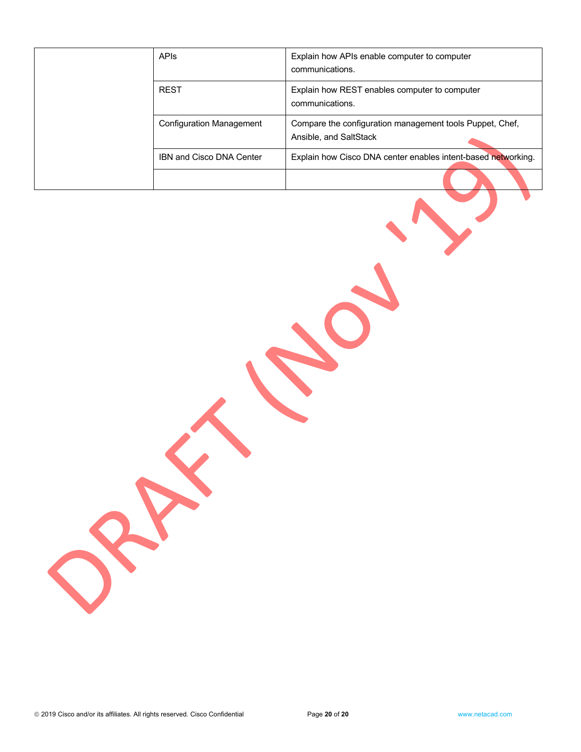| | | |
|---|---|---|
| | APIs | Explain how APIs enable computer to computer communications. |
| | REST | Explain how REST enables computer to computer communications. |
| | Configuration Management | Compare the configuration management tools Puppet, Chef, Ansible, and SaltStack |
| | IBN and Cisco DNA Center | Explain how Cisco DNA center enables intent-based networking. |
| | | |

DRAFT (Nov '19)

© 2019 Cisco and/or its affiliates. All rights reserved. Cisco Confidential

www.netacad.com